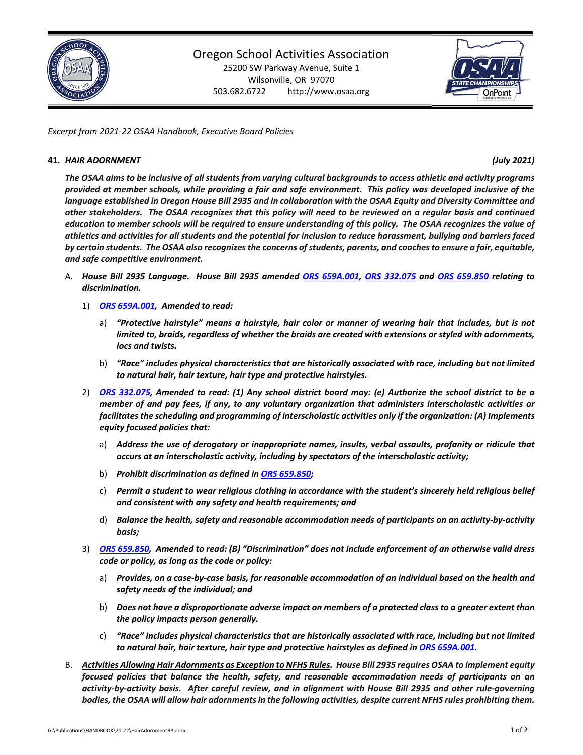# Oregon School Activities Association

25200 SW Parkway Avenue, Suite 1
Wilsonville, OR 97070
503.682.6722 http://www.osaa.org

*Excerpt from 2021-22 OSAA Handbook, Executive Board Policies*

**41. *HAIR ADORNMENT*** ***(July 2021)***

***The OSAA aims to be inclusive of all students from varying cultural backgrounds to access athletic and activity programs provided at member schools, while providing a fair and safe environment. This policy was developed inclusive of the language established in Oregon House Bill 2935 and in collaboration with the OSAA Equity and Diversity Committee and other stakeholders. The OSAA recognizes that this policy will need to be reviewed on a regular basis and continued education to member schools will be required to ensure understanding of this policy. The OSAA recognizes the value of athletics and activities for all students and the potential for inclusion to reduce harassment, bullying and barriers faced by certain students. The OSAA also recognizes the concerns of students, parents, and coaches to ensure a fair, equitable, and safe competitive environment.***

A. ***House Bill 2935 Language. House Bill 2935 amended ORS 659A.001, ORS 332.075 and ORS 659.850 relating to discrimination.***

1) ***ORS 659A.001, Amended to read:***

a) ***"Protective hairstyle" means a hairstyle, hair color or manner of wearing hair that includes, but is not limited to, braids, regardless of whether the braids are created with extensions or styled with adornments, locs and twists.***

b) ***"Race" includes physical characteristics that are historically associated with race, including but not limited to natural hair, hair texture, hair type and protective hairstyles.***

2) ***ORS 332.075, Amended to read: (1) Any school district board may: (e) Authorize the school district to be a member of and pay fees, if any, to any voluntary organization that administers interscholastic activities or facilitates the scheduling and programming of interscholastic activities only if the organization: (A) Implements equity focused policies that:***

a) ***Address the use of derogatory or inappropriate names, insults, verbal assaults, profanity or ridicule that occurs at an interscholastic activity, including by spectators of the interscholastic activity;***

b) ***Prohibit discrimination as defined in ORS 659.850;***

c) ***Permit a student to wear religious clothing in accordance with the student's sincerely held religious belief and consistent with any safety and health requirements; and***

d) ***Balance the health, safety and reasonable accommodation needs of participants on an activity-by-activity basis;***

3) ***ORS 659.850, Amended to read: (B) "Discrimination" does not include enforcement of an otherwise valid dress code or policy, as long as the code or policy:***

a) ***Provides, on a case-by-case basis, for reasonable accommodation of an individual based on the health and safety needs of the individual; and***

b) ***Does not have a disproportionate adverse impact on members of a protected class to a greater extent than the policy impacts person generally.***

c) ***"Race" includes physical characteristics that are historically associated with race, including but not limited to natural hair, hair texture, hair type and protective hairstyles as defined in ORS 659A.001.***

B. ***Activities Allowing Hair Adornments as Exception to NFHS Rules. House Bill 2935 requires OSAA to implement equity focused policies that balance the health, safety, and reasonable accommodation needs of participants on an activity-by-activity basis. After careful review, and in alignment with House Bill 2935 and other rule-governing bodies, the OSAA will allow hair adornments in the following activities, despite current NFHS rules prohibiting them.***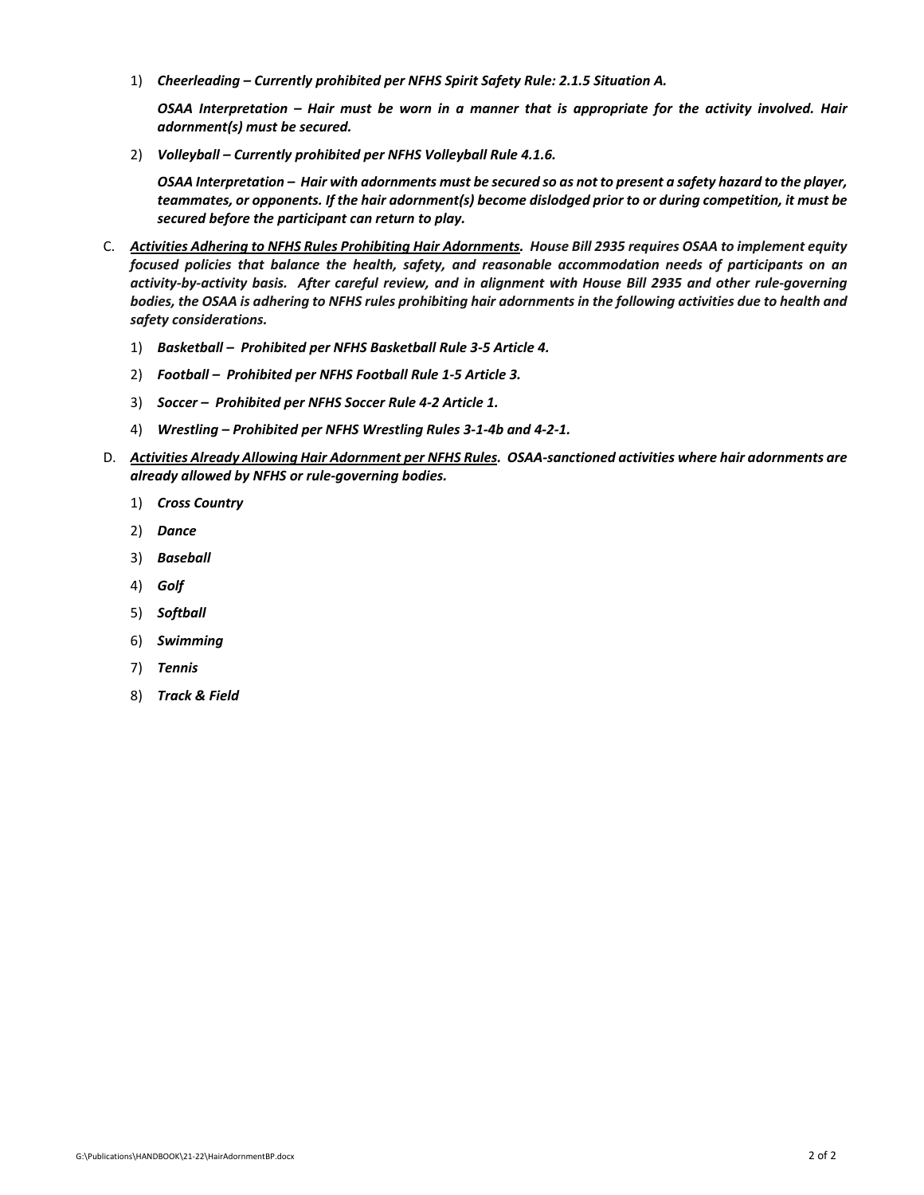1) ***Cheerleading – Currently prohibited per NFHS Spirit Safety Rule: 2.1.5 Situation A.***

   ***OSAA Interpretation – Hair must be worn in a manner that is appropriate for the activity involved. Hair adornment(s) must be secured.***

2) ***Volleyball – Currently prohibited per NFHS Volleyball Rule 4.1.6.***

   ***OSAA Interpretation – Hair with adornments must be secured so as not to present a safety hazard to the player, teammates, or opponents. If the hair adornment(s) become dislodged prior to or during competition, it must be secured before the participant can return to play.***

C. ***<u>Activities Adhering to NFHS Rules Prohibiting Hair Adornments</u>. House Bill 2935 requires OSAA to implement equity focused policies that balance the health, safety, and reasonable accommodation needs of participants on an activity-by-activity basis. After careful review, and in alignment with House Bill 2935 and other rule-governing bodies, the OSAA is adhering to NFHS rules prohibiting hair adornments in the following activities due to health and safety considerations.***

1) ***Basketball – Prohibited per NFHS Basketball Rule 3-5 Article 4.***
2) ***Football – Prohibited per NFHS Football Rule 1-5 Article 3.***
3) ***Soccer – Prohibited per NFHS Soccer Rule 4-2 Article 1.***
4) ***Wrestling – Prohibited per NFHS Wrestling Rules 3-1-4b and 4-2-1.***

D. ***<u>Activities Already Allowing Hair Adornment per NFHS Rules</u>. OSAA-sanctioned activities where hair adornments are already allowed by NFHS or rule-governing bodies.***

1) ***Cross Country***
2) ***Dance***
3) ***Baseball***
4) ***Golf***
5) ***Softball***
6) ***Swimming***
7) ***Tennis***
8) ***Track & Field***